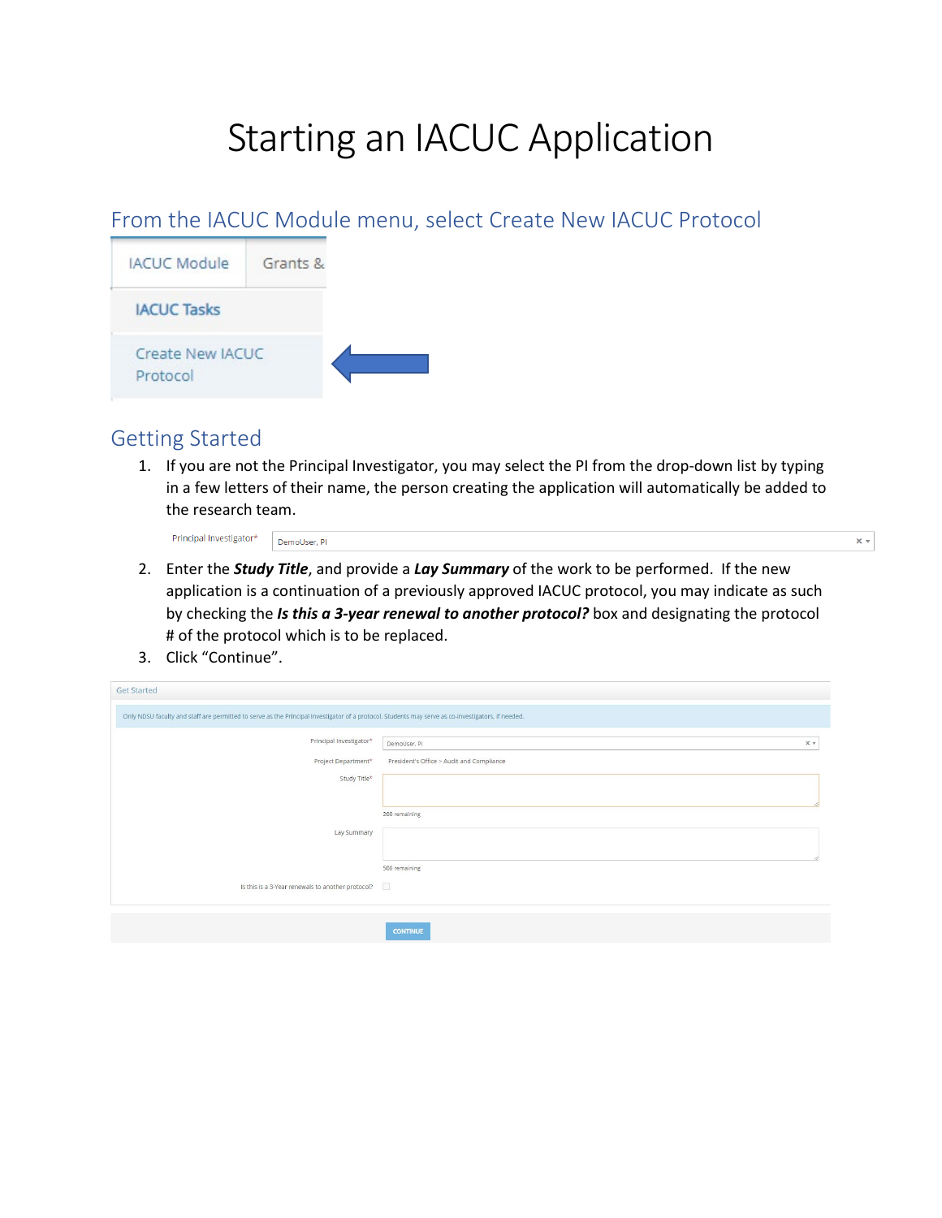# Starting an IACUC Application

## From the IACUC Module menu, select Create New IACUC Protocol

IACUC Module | Grants &

IACUC Tasks

Create New IACUC Protocol

## Getting Started

1. If you are not the Principal Investigator, you may select the PI from the drop-down list by typing in a few letters of their name, the person creating the application will automatically be added to the research team.

   Principal Investigator* DemoUser, PI

2. Enter the ***Study Title***, and provide a ***Lay Summary*** of the work to be performed. If the new application is a continuation of a previously approved IACUC protocol, you may indicate as such by checking the ***Is this a 3-year renewal to another protocol?*** box and designating the protocol # of the protocol which is to be replaced.
3. Click "Continue".

Get Started

Only NDSU faculty and staff are permitted to serve as the Principal Investigator of a protocol. Students may serve as co-investigators, if needed.

Principal Investigator* DemoUser, PI

Project Department* President's Office > Audit and Compliance

Study Title*

200 remaining

Lay Summary

500 remaining

Is this is a 3-Year renewals to another protocol?

CONTINUE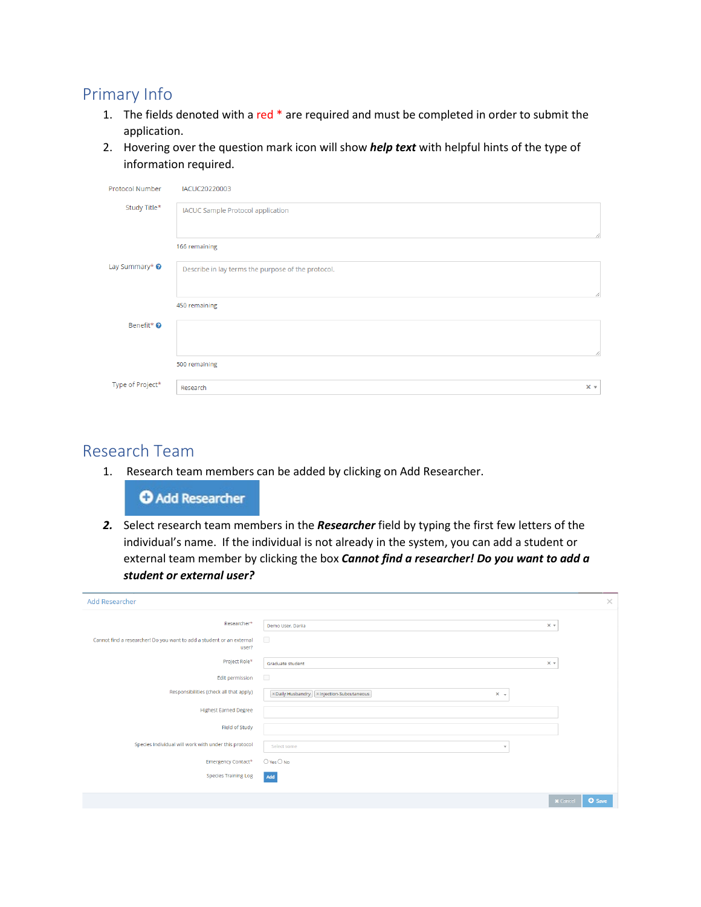## Primary Info

1. The fields denoted with a red * are required and must be completed in order to submit the application.
2. Hovering over the question mark icon will show ***help text*** with helpful hints of the type of information required.

Protocol Number IACUC20220003

Study Title* IACUC Sample Protocol application

166 remaining

Lay Summary* Describe in lay terms the purpose of the protocol.

450 remaining

Benefit*

500 remaining

Type of Project* Research

## Research Team

1. Research team members can be added by clicking on Add Researcher.

**Add Researcher**

2. Select research team members in the ***Researcher*** field by typing the first few letters of the individual's name. If the individual is not already in the system, you can add a student or external team member by clicking the box ***Cannot find a researcher! Do you want to add a student or external user?***

Add Researcher

Researcher* Demo User, Darila

Cannot find a researcher! Do you want to add a student or an external user?

Project Role* Graduate student

Edit permission

Responsibilities (check all that apply) Daily Husbandry, Injection-Subcutaneous

Highest Earned Degree

Field of Study

Species individual will work with under this protocol Select some

Emergency Contact* Yes No

Species Training Log Add

Cancel Save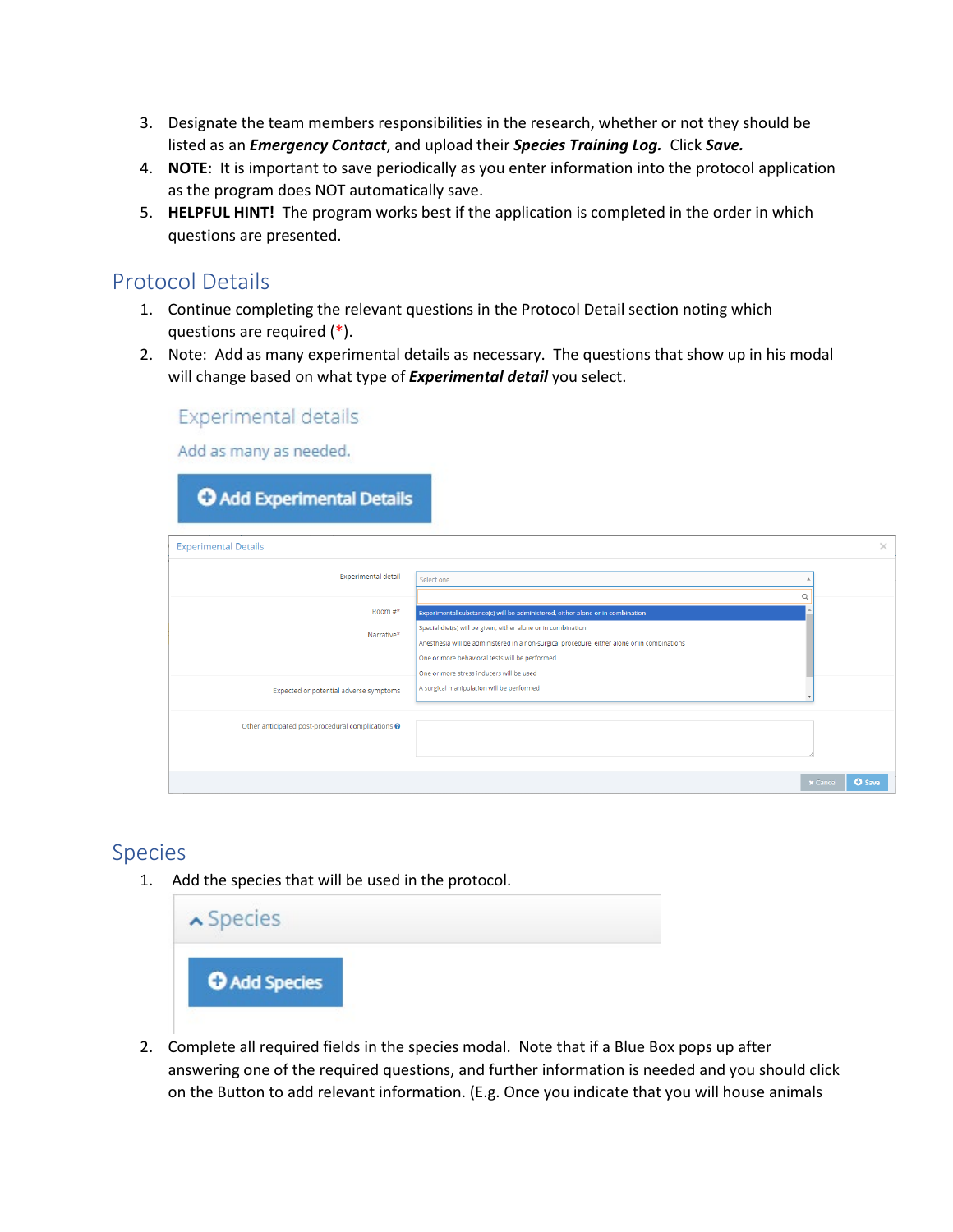3. Designate the team members responsibilities in the research, whether or not they should be listed as an ***Emergency Contact***, and upload their ***Species Training Log.*** Click ***Save.***
4. **NOTE**: It is important to save periodically as you enter information into the protocol application as the program does NOT automatically save.
5. **HELPFUL HINT!** The program works best if the application is completed in the order in which questions are presented.

## Protocol Details

1. Continue completing the relevant questions in the Protocol Detail section noting which questions are required (*).
2. Note: Add as many experimental details as necessary. The questions that show up in his modal will change based on what type of ***Experimental detail*** you select.

## Species

1. Add the species that will be used in the protocol.
2. Complete all required fields in the species modal. Note that if a Blue Box pops up after answering one of the required questions, and further information is needed and you should click on the Button to add relevant information. (E.g. Once you indicate that you will house animals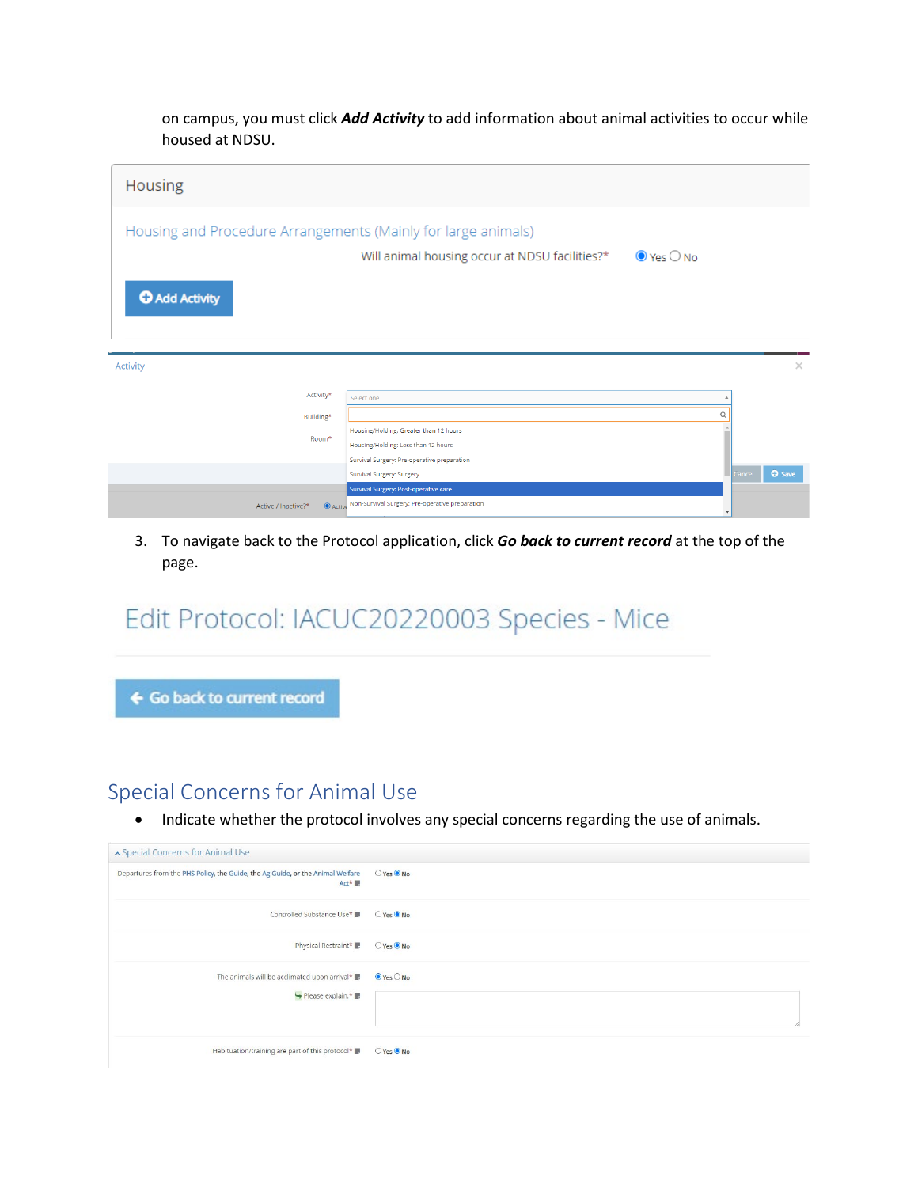on campus, you must click ***Add Activity*** to add information about animal activities to occur while housed at NDSU.

Housing

Housing and Procedure Arrangements (Mainly for large animals)

Will animal housing occur at NDSU facilities?* Yes No

Add Activity

Activity

Activity*

Building*

Room*

Select one

Housing/Holding: Greater than 12 hours

Housing/Holding: Less than 12 hours

Survival Surgery: Pre-operative preparation

Survival Surgery: Surgery

Survival Surgery: Post-operative care

Non-Survival Surgery: Pre-operative preparation

Cancel Save

Active / Inactive?*

3. To navigate back to the Protocol application, click ***Go back to current record*** at the top of the page.

Edit Protocol: IACUC20220003 Species - Mice

Go back to current record

## Special Concerns for Animal Use

- Indicate whether the protocol involves any special concerns regarding the use of animals.

Special Concerns for Animal Use

| | |
|---|---|
| Departures from the PHS Policy, the Guide, the Ag Guide, or the Animal Welfare Act* | Yes No |
| Controlled Substance Use* | Yes No |
| Physical Restraint* | Yes No |
| The animals will be acclimated upon arrival* | Yes No |
| Please explain.* | |
| Habituation/training are part of this protocol* | Yes No |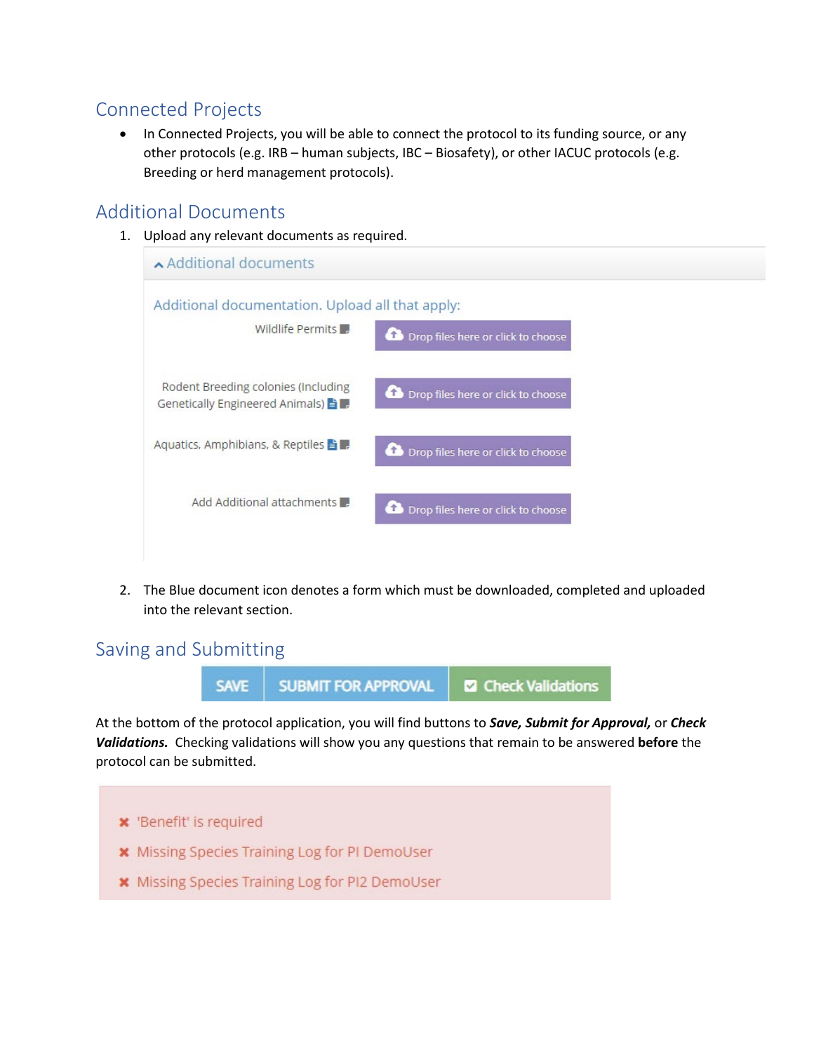## Connected Projects

- In Connected Projects, you will be able to connect the protocol to its funding source, or any other protocols (e.g. IRB – human subjects, IBC – Biosafety), or other IACUC protocols (e.g. Breeding or herd management protocols).

## Additional Documents

1. Upload any relevant documents as required.

   Additional documents

   Additional documentation. Upload all that apply:

   | | |
   |---|---|
   | Wildlife Permits | Drop files here or click to choose |
   | Rodent Breeding colonies (Including Genetically Engineered Animals) | Drop files here or click to choose |
   | Aquatics, Amphibians, & Reptiles | Drop files here or click to choose |
   | Add Additional attachments | Drop files here or click to choose |

2. The Blue document icon denotes a form which must be downloaded, completed and uploaded into the relevant section.

## Saving and Submitting

SAVE | SUBMIT FOR APPROVAL | Check Validations

At the bottom of the protocol application, you will find buttons to ***Save, Submit for Approval,*** or ***Check Validations.*** Checking validations will show you any questions that remain to be answered **before** the protocol can be submitted.

- ✖ 'Benefit' is required
- ✖ Missing Species Training Log for PI DemoUser
- ✖ Missing Species Training Log for PI2 DemoUser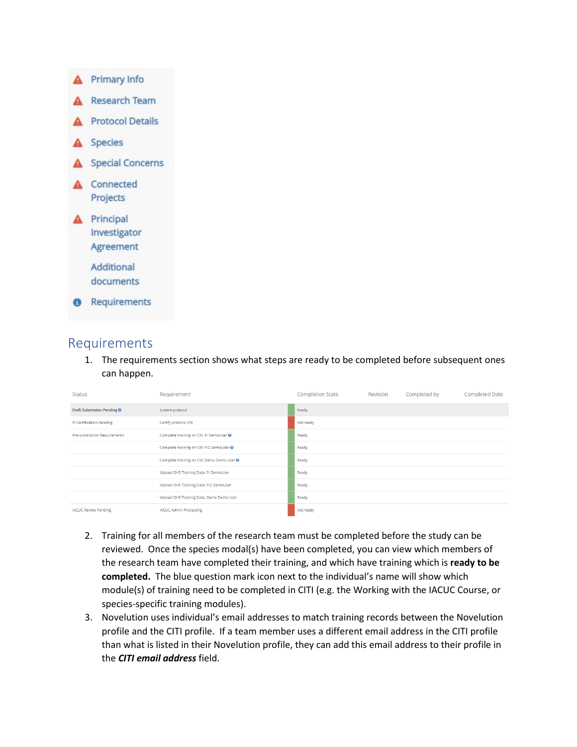- Primary Info
- Research Team
- Protocol Details
- Species
- Special Concerns
- Connected Projects
- Principal Investigator Agreement
- Additional documents
- Requirements

## Requirements

1. The requirements section shows what steps are ready to be completed before subsequent ones can happen.

| Status | Requirement | Completion State | Revision | Completed by | Completed Date |
|---|---|---|---|---|---|
| Draft Submission Pending | Submit protocol | Ready | | | |
| PI Certification Pending | Certify protocol (PI) | Not ready | | | |
| Pre-submission Requirements | Complete training on Citi: PI DemoUser | Ready | | | |
| | Complete training on Citi: PI2 DemoUser | Ready | | | |
| | Complete training on Citi: Darla Demo User | Ready | | | |
| | Upload OHS Training Data: PI DemoUser | Ready | | | |
| | Upload OHS Training Data: PI2 DemoUser | Ready | | | |
| | Upload OHS Training Data: Darla Demo User | Ready | | | |
| IACUC Review Pending | IACUC Admin Processing | Not ready | | | |

2. Training for all members of the research team must be completed before the study can be reviewed. Once the species modal(s) have been completed, you can view which members of the research team have completed their training, and which have training which is **ready to be completed.** The blue question mark icon next to the individual's name will show which module(s) of training need to be completed in CITI (e.g. the Working with the IACUC Course, or species-specific training modules).
3. Novelution uses individual's email addresses to match training records between the Novelution profile and the CITI profile. If a team member uses a different email address in the CITI profile than what is listed in their Novelution profile, they can add this email address to their profile in the ***CITI email address*** field.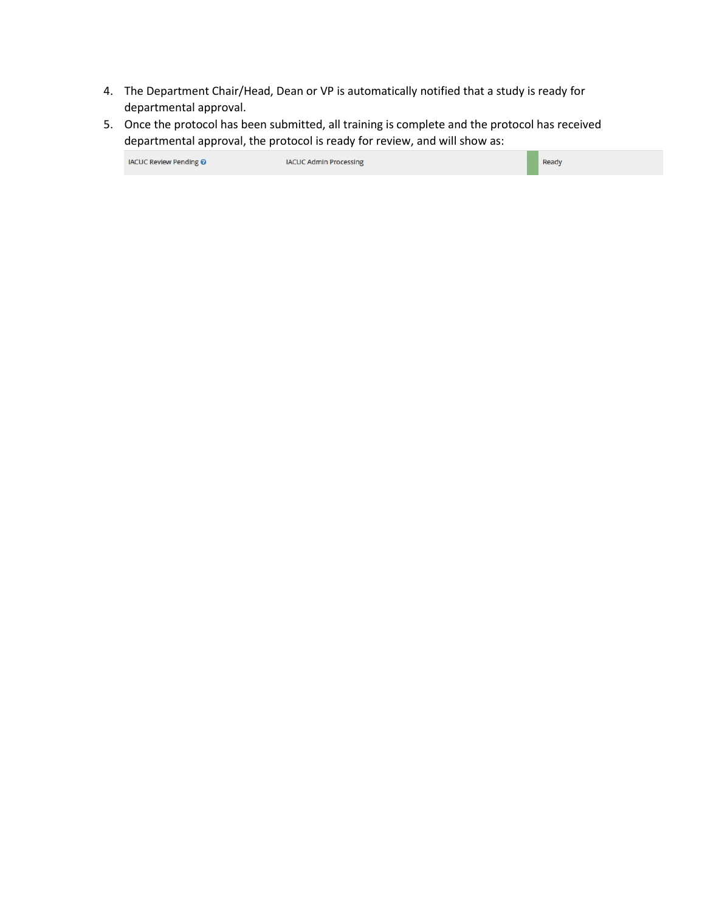4. The Department Chair/Head, Dean or VP is automatically notified that a study is ready for departmental approval.
5. Once the protocol has been submitted, all training is complete and the protocol has received departmental approval, the protocol is ready for review, and will show as:

| | | |
|---|---|---|
| IACUC Review Pending | IACUC Admin Processing | Ready |